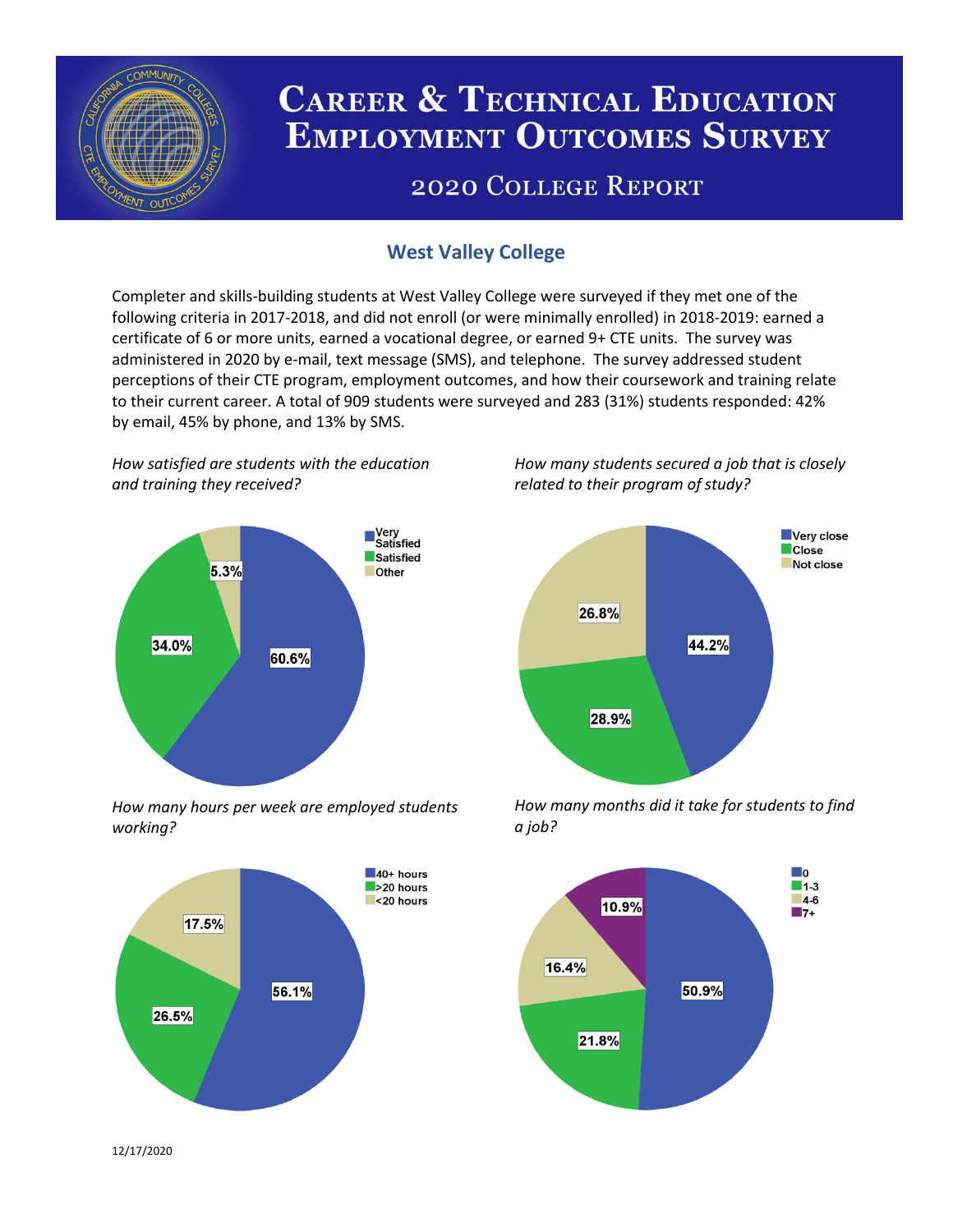# Career & Technical Education Employment Outcomes Survey

## 2020 College Report

## West Valley College

Completer and skills-building students at West Valley College were surveyed if they met one of the following criteria in 2017-2018, and did not enroll (or were minimally enrolled) in 2018-2019: earned a certificate of 6 or more units, earned a vocational degree, or earned 9+ CTE units. The survey was administered in 2020 by e-mail, text message (SMS), and telephone. The survey addressed student perceptions of their CTE program, employment outcomes, and how their coursework and training relate to their current career. A total of 909 students were surveyed and 283 (31%) students responded: 42% by email, 45% by phone, and 13% by SMS.

*How satisfied are students with the education and training they received?*

| Response | Percent |
|---|---|
| Very Satisfied | 60.6% |
| Satisfied | 34.0% |
| Other | 5.3% |

*How many students secured a job that is closely related to their program of study?*

| Response | Percent |
|---|---|
| Very close | 44.2% |
| Close | 28.9% |
| Not close | 26.8% |

*How many hours per week are employed students working?*

| Response | Percent |
|---|---|
| 40+ hours | 56.1% |
| >20 hours | 26.5% |
| <20 hours | 17.5% |

*How many months did it take for students to find a job?*

| Response | Percent |
|---|---|
| 0 | 50.9% |
| 1-3 | 21.8% |
| 4-6 | 16.4% |
| 7+ | 10.9% |

12/17/2020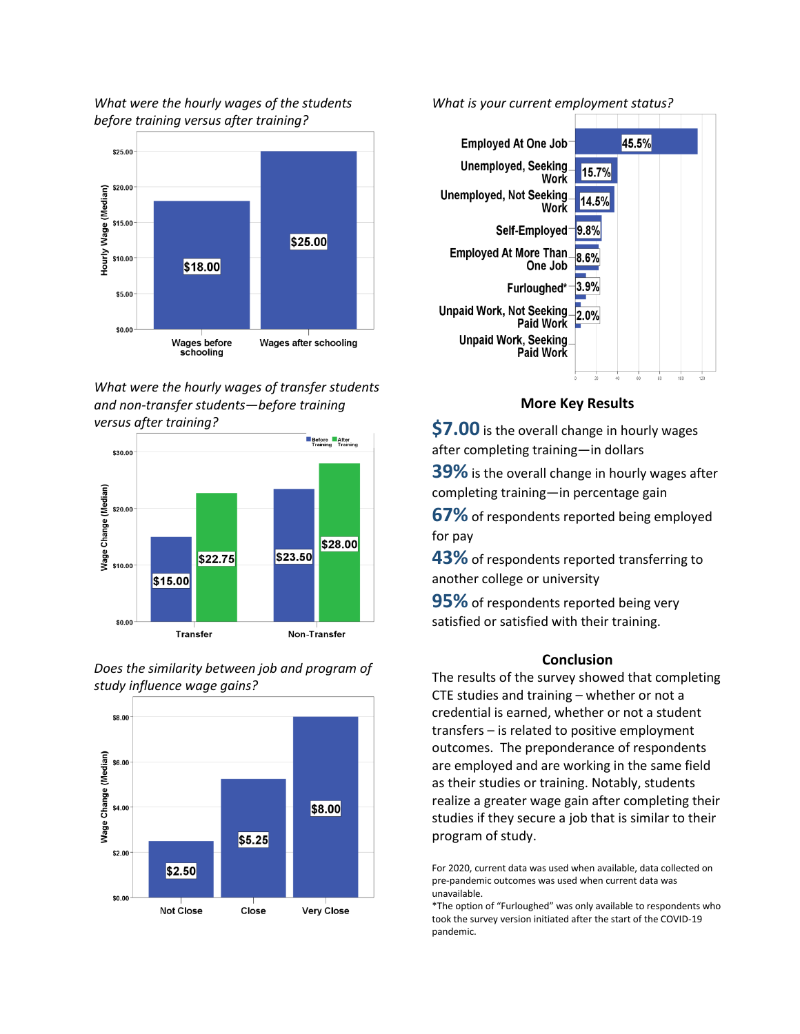*What were the hourly wages of the students before training versus after training?*

Hourly Wage (Median)

$25.00
$20.00
$15.00
$10.00
$5.00
$0.00

$18.00
$25.00

Wages before schooling
Wages after schooling

*What were the hourly wages of transfer students and non-transfer students—before training versus after training?*

Before Training
After Training

Wage Change (Median)

$30.00
$20.00
$10.00
$0.00

$15.00
$22.75
$23.50
$28.00

Transfer
Non-Transfer

*Does the similarity between job and program of study influence wage gains?*

Wage Change (Median)

$8.00
$6.00
$4.00
$2.00
$0.00

$2.50
$5.25
$8.00

Not Close
Close
Very Close

*What is your current employment status?*

Employed At One Job
45.5%

Unemployed, Seeking Work
15.7%

Unemployed, Not Seeking Work
14.5%

Self-Employed
9.8%

Employed At More Than One Job
8.6%

Furloughed*
3.9%

Unpaid Work, Not Seeking Paid Work
2.0%

Unpaid Work, Seeking Paid Work

0
20
40
60
80
100
120

### More Key Results

**$7.00** is the overall change in hourly wages after completing training—in dollars

**39%** is the overall change in hourly wages after completing training—in percentage gain

**67%** of respondents reported being employed for pay

**43%** of respondents reported transferring to another college or university

**95%** of respondents reported being very satisfied or satisfied with their training.

### Conclusion

The results of the survey showed that completing CTE studies and training – whether or not a credential is earned, whether or not a student transfers – is related to positive employment outcomes. The preponderance of respondents are employed and are working in the same field as their studies or training. Notably, students realize a greater wage gain after completing their studies if they secure a job that is similar to their program of study.

For 2020, current data was used when available, data collected on pre-pandemic outcomes was used when current data was unavailable.
*The option of "Furloughed" was only available to respondents who took the survey version initiated after the start of the COVID-19 pandemic.